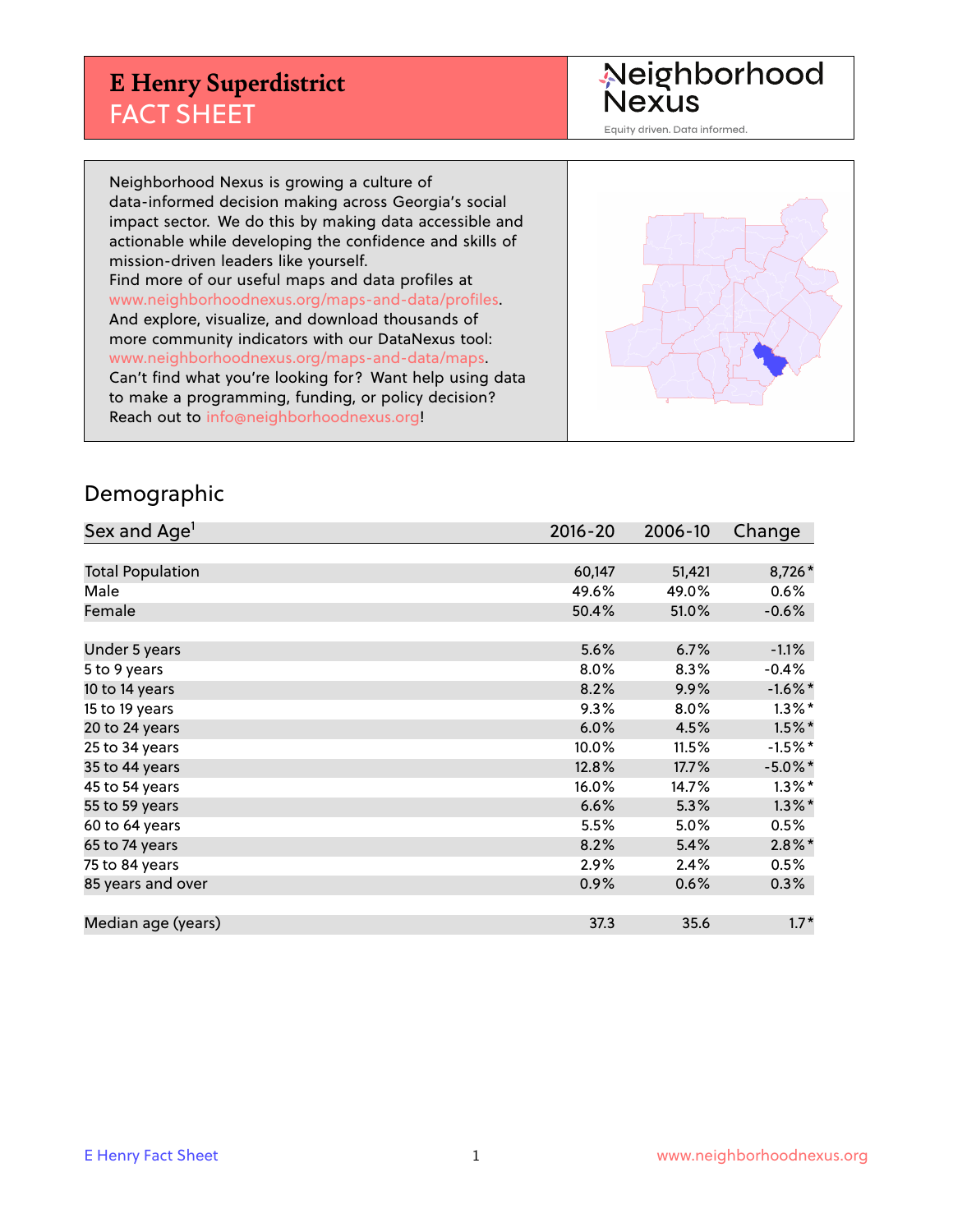# E Henry Superdistrict
## FACT SHEET

Neighborhood Nexus

Equity driven. Data informed.

Neighborhood Nexus is growing a culture of data-informed decision making across Georgia's social impact sector. We do this by making data accessible and actionable while developing the confidence and skills of mission-driven leaders like yourself.
Find more of our useful maps and data profiles at www.neighborhoodnexus.org/maps-and-data/profiles.
And explore, visualize, and download thousands of more community indicators with our DataNexus tool: www.neighborhoodnexus.org/maps-and-data/maps.
Can't find what you're looking for? Want help using data to make a programming, funding, or policy decision?
Reach out to info@neighborhoodnexus.org!

## Demographic

| Sex and Age[1] | 2016-20 | 2006-10 | Change |
|---|---|---|---|
| Total Population | 60,147 | 51,421 | 8,726* |
| Male | 49.6% | 49.0% | 0.6% |
| Female | 50.4% | 51.0% | -0.6% |
| | | | |
| Under 5 years | 5.6% | 6.7% | -1.1% |
| 5 to 9 years | 8.0% | 8.3% | -0.4% |
| 10 to 14 years | 8.2% | 9.9% | -1.6%* |
| 15 to 19 years | 9.3% | 8.0% | 1.3%* |
| 20 to 24 years | 6.0% | 4.5% | 1.5%* |
| 25 to 34 years | 10.0% | 11.5% | -1.5%* |
| 35 to 44 years | 12.8% | 17.7% | -5.0%* |
| 45 to 54 years | 16.0% | 14.7% | 1.3%* |
| 55 to 59 years | 6.6% | 5.3% | 1.3%* |
| 60 to 64 years | 5.5% | 5.0% | 0.5% |
| 65 to 74 years | 8.2% | 5.4% | 2.8%* |
| 75 to 84 years | 2.9% | 2.4% | 0.5% |
| 85 years and over | 0.9% | 0.6% | 0.3% |
| | | | |
| Median age (years) | 37.3 | 35.6 | 1.7* |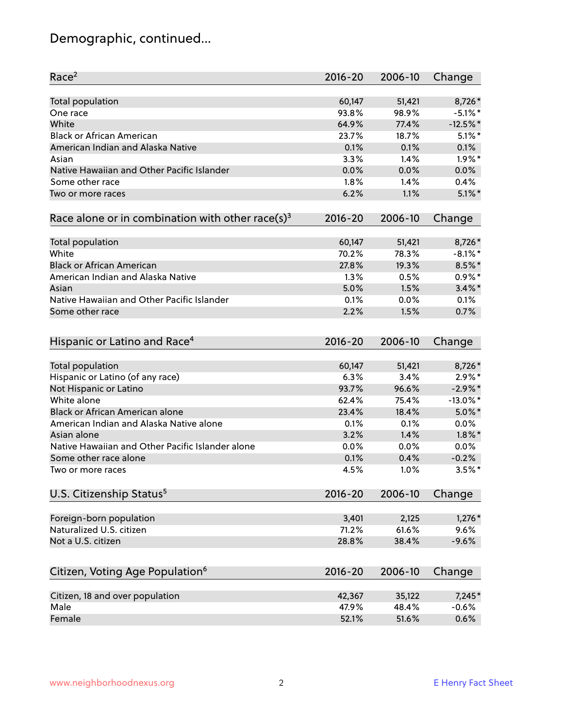# Demographic, continued...

| Race[2] | 2016-20 | 2006-10 | Change |
|---|---|---|---|
| Total population | 60,147 | 51,421 | 8,726* |
| One race | 93.8% | 98.9% | -5.1%* |
| White | 64.9% | 77.4% | -12.5%* |
| Black or African American | 23.7% | 18.7% | 5.1%* |
| American Indian and Alaska Native | 0.1% | 0.1% | 0.1% |
| Asian | 3.3% | 1.4% | 1.9%* |
| Native Hawaiian and Other Pacific Islander | 0.0% | 0.0% | 0.0% |
| Some other race | 1.8% | 1.4% | 0.4% |
| Two or more races | 6.2% | 1.1% | 5.1%* |

| Race alone or in combination with other race(s)[3] | 2016-20 | 2006-10 | Change |
|---|---|---|---|
| Total population | 60,147 | 51,421 | 8,726* |
| White | 70.2% | 78.3% | -8.1%* |
| Black or African American | 27.8% | 19.3% | 8.5%* |
| American Indian and Alaska Native | 1.3% | 0.5% | 0.9%* |
| Asian | 5.0% | 1.5% | 3.4%* |
| Native Hawaiian and Other Pacific Islander | 0.1% | 0.0% | 0.1% |
| Some other race | 2.2% | 1.5% | 0.7% |

| Hispanic or Latino and Race[4] | 2016-20 | 2006-10 | Change |
|---|---|---|---|
| Total population | 60,147 | 51,421 | 8,726* |
| Hispanic or Latino (of any race) | 6.3% | 3.4% | 2.9%* |
| Not Hispanic or Latino | 93.7% | 96.6% | -2.9%* |
| White alone | 62.4% | 75.4% | -13.0%* |
| Black or African American alone | 23.4% | 18.4% | 5.0%* |
| American Indian and Alaska Native alone | 0.1% | 0.1% | 0.0% |
| Asian alone | 3.2% | 1.4% | 1.8%* |
| Native Hawaiian and Other Pacific Islander alone | 0.0% | 0.0% | 0.0% |
| Some other race alone | 0.1% | 0.4% | -0.2% |
| Two or more races | 4.5% | 1.0% | 3.5%* |

| U.S. Citizenship Status[5] | 2016-20 | 2006-10 | Change |
|---|---|---|---|
| Foreign-born population | 3,401 | 2,125 | 1,276* |
| Naturalized U.S. citizen | 71.2% | 61.6% | 9.6% |
| Not a U.S. citizen | 28.8% | 38.4% | -9.6% |

| Citizen, Voting Age Population[6] | 2016-20 | 2006-10 | Change |
|---|---|---|---|
| Citizen, 18 and over population | 42,367 | 35,122 | 7,245* |
| Male | 47.9% | 48.4% | -0.6% |
| Female | 52.1% | 51.6% | 0.6% |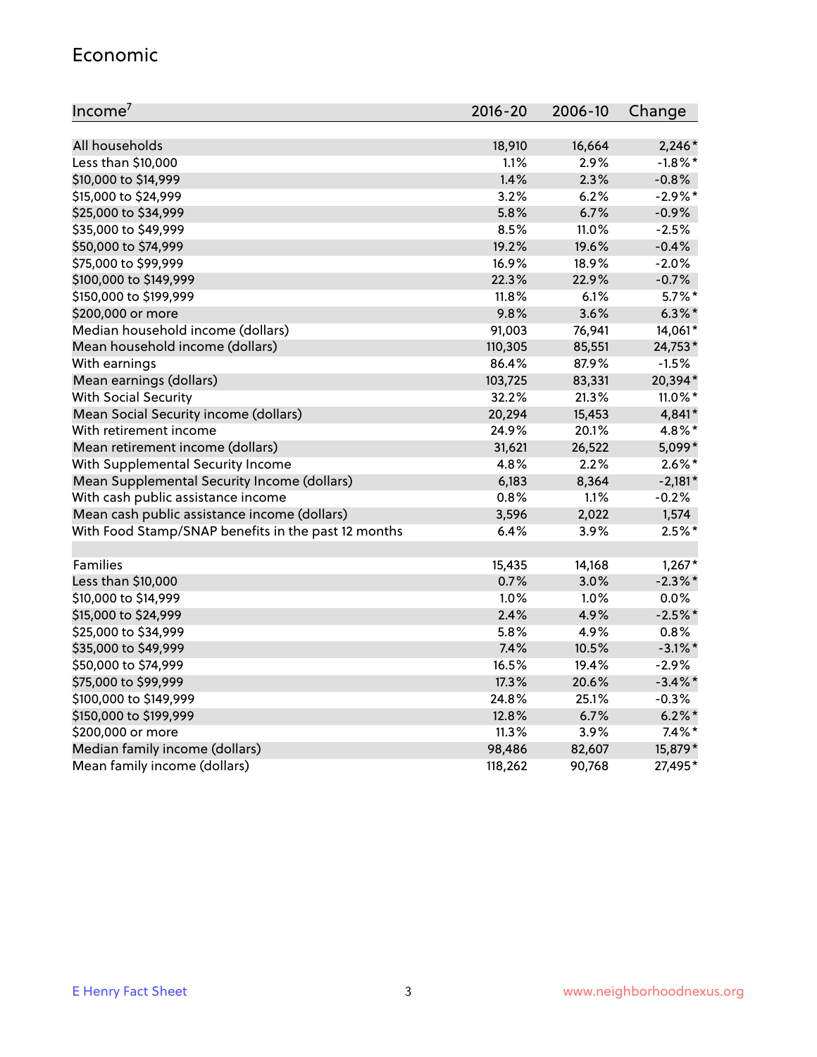## Economic

| Income[7] | 2016-20 | 2006-10 | Change |
|---|---|---|---|
| All households | 18,910 | 16,664 | 2,246* |
| Less than $10,000 | 1.1% | 2.9% | -1.8%* |
| $10,000 to $14,999 | 1.4% | 2.3% | -0.8% |
| $15,000 to $24,999 | 3.2% | 6.2% | -2.9%* |
| $25,000 to $34,999 | 5.8% | 6.7% | -0.9% |
| $35,000 to $49,999 | 8.5% | 11.0% | -2.5% |
| $50,000 to $74,999 | 19.2% | 19.6% | -0.4% |
| $75,000 to $99,999 | 16.9% | 18.9% | -2.0% |
| $100,000 to $149,999 | 22.3% | 22.9% | -0.7% |
| $150,000 to $199,999 | 11.8% | 6.1% | 5.7%* |
| $200,000 or more | 9.8% | 3.6% | 6.3%* |
| Median household income (dollars) | 91,003 | 76,941 | 14,061* |
| Mean household income (dollars) | 110,305 | 85,551 | 24,753* |
| With earnings | 86.4% | 87.9% | -1.5% |
| Mean earnings (dollars) | 103,725 | 83,331 | 20,394* |
| With Social Security | 32.2% | 21.3% | 11.0%* |
| Mean Social Security income (dollars) | 20,294 | 15,453 | 4,841* |
| With retirement income | 24.9% | 20.1% | 4.8%* |
| Mean retirement income (dollars) | 31,621 | 26,522 | 5,099* |
| With Supplemental Security Income | 4.8% | 2.2% | 2.6%* |
| Mean Supplemental Security Income (dollars) | 6,183 | 8,364 | -2,181* |
| With cash public assistance income | 0.8% | 1.1% | -0.2% |
| Mean cash public assistance income (dollars) | 3,596 | 2,022 | 1,574 |
| With Food Stamp/SNAP benefits in the past 12 months | 6.4% | 3.9% | 2.5%* |
| | | | |
| Families | 15,435 | 14,168 | 1,267* |
| Less than $10,000 | 0.7% | 3.0% | -2.3%* |
| $10,000 to $14,999 | 1.0% | 1.0% | 0.0% |
| $15,000 to $24,999 | 2.4% | 4.9% | -2.5%* |
| $25,000 to $34,999 | 5.8% | 4.9% | 0.8% |
| $35,000 to $49,999 | 7.4% | 10.5% | -3.1%* |
| $50,000 to $74,999 | 16.5% | 19.4% | -2.9% |
| $75,000 to $99,999 | 17.3% | 20.6% | -3.4%* |
| $100,000 to $149,999 | 24.8% | 25.1% | -0.3% |
| $150,000 to $199,999 | 12.8% | 6.7% | 6.2%* |
| $200,000 or more | 11.3% | 3.9% | 7.4%* |
| Median family income (dollars) | 98,486 | 82,607 | 15,879* |
| Mean family income (dollars) | 118,262 | 90,768 | 27,495* |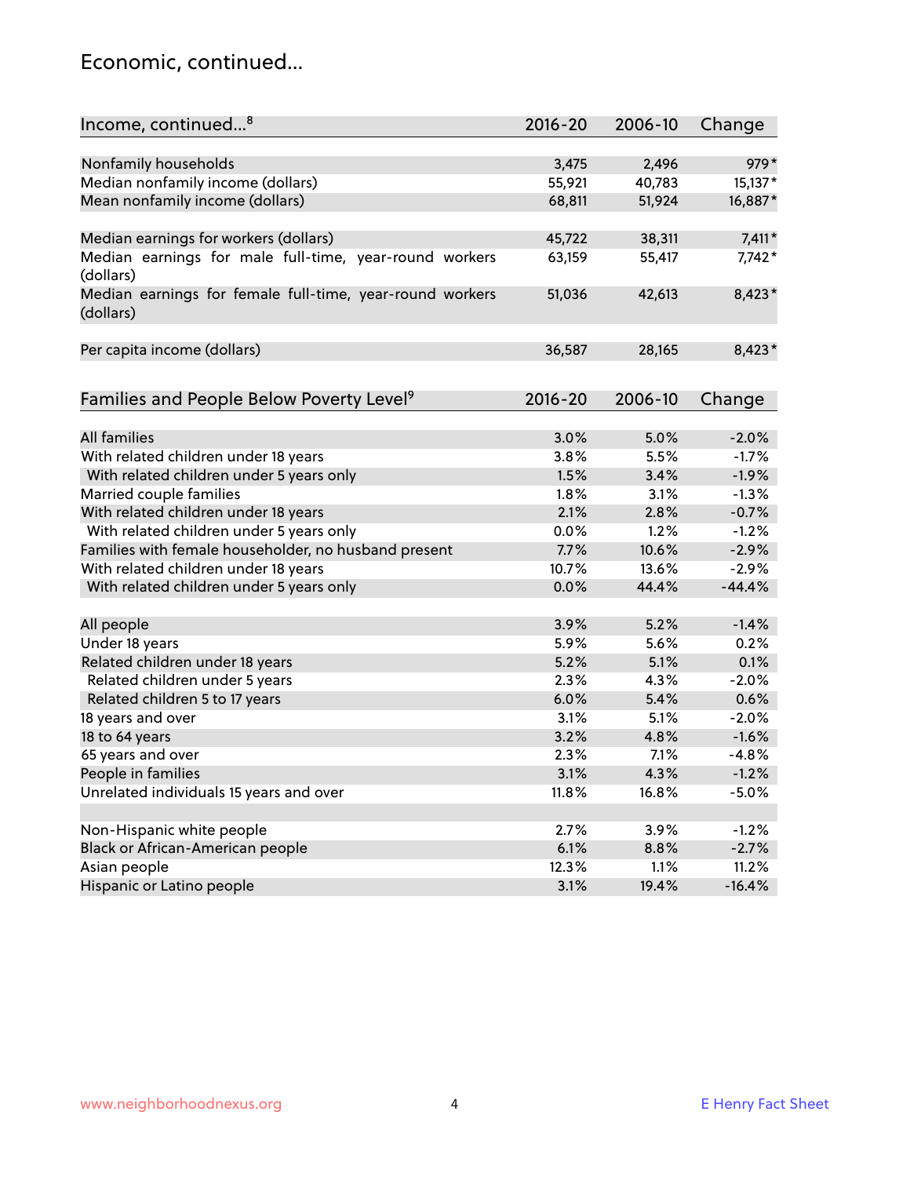## Economic, continued...

| Income, continued...[8] | 2016-20 | 2006-10 | Change |
|---|---|---|---|
| Nonfamily households | 3,475 | 2,496 | 979* |
| Median nonfamily income (dollars) | 55,921 | 40,783 | 15,137* |
| Mean nonfamily income (dollars) | 68,811 | 51,924 | 16,887* |
| Median earnings for workers (dollars) | 45,722 | 38,311 | 7,411* |
| Median earnings for male full-time, year-round workers (dollars) | 63,159 | 55,417 | 7,742* |
| Median earnings for female full-time, year-round workers (dollars) | 51,036 | 42,613 | 8,423* |
| Per capita income (dollars) | 36,587 | 28,165 | 8,423* |

| Families and People Below Poverty Level[9] | 2016-20 | 2006-10 | Change |
|---|---|---|---|
| All families | 3.0% | 5.0% | -2.0% |
| With related children under 18 years | 3.8% | 5.5% | -1.7% |
| With related children under 5 years only | 1.5% | 3.4% | -1.9% |
| Married couple families | 1.8% | 3.1% | -1.3% |
| With related children under 18 years | 2.1% | 2.8% | -0.7% |
| With related children under 5 years only | 0.0% | 1.2% | -1.2% |
| Families with female householder, no husband present | 7.7% | 10.6% | -2.9% |
| With related children under 18 years | 10.7% | 13.6% | -2.9% |
| With related children under 5 years only | 0.0% | 44.4% | -44.4% |
| All people | 3.9% | 5.2% | -1.4% |
| Under 18 years | 5.9% | 5.6% | 0.2% |
| Related children under 18 years | 5.2% | 5.1% | 0.1% |
| Related children under 5 years | 2.3% | 4.3% | -2.0% |
| Related children 5 to 17 years | 6.0% | 5.4% | 0.6% |
| 18 years and over | 3.1% | 5.1% | -2.0% |
| 18 to 64 years | 3.2% | 4.8% | -1.6% |
| 65 years and over | 2.3% | 7.1% | -4.8% |
| People in families | 3.1% | 4.3% | -1.2% |
| Unrelated individuals 15 years and over | 11.8% | 16.8% | -5.0% |
| Non-Hispanic white people | 2.7% | 3.9% | -1.2% |
| Black or African-American people | 6.1% | 8.8% | -2.7% |
| Asian people | 12.3% | 1.1% | 11.2% |
| Hispanic or Latino people | 3.1% | 19.4% | -16.4% |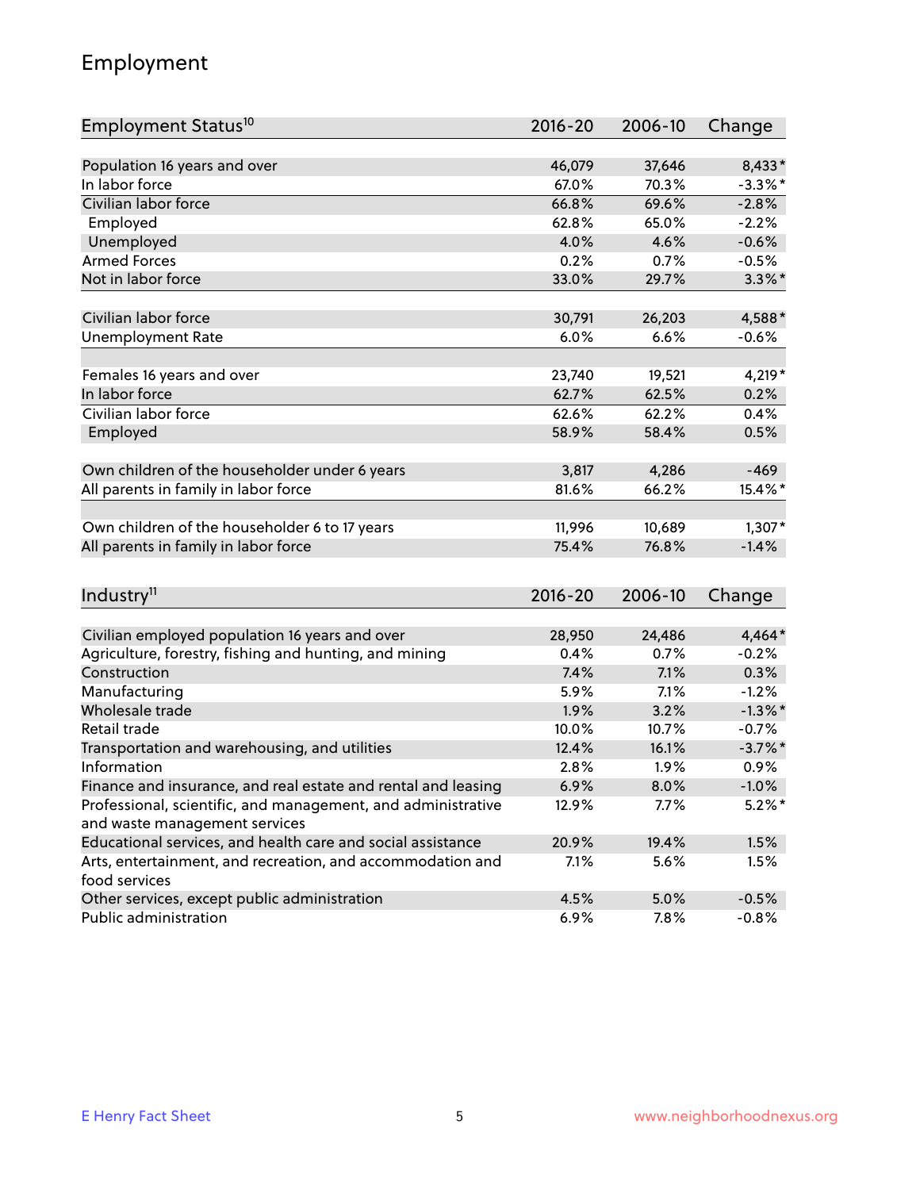## Employment

| Employment Status[10] | 2016-20 | 2006-10 | Change |
|---|---|---|---|
| Population 16 years and over | 46,079 | 37,646 | 8,433* |
| In labor force | 67.0% | 70.3% | -3.3%* |
| Civilian labor force | 66.8% | 69.6% | -2.8% |
| Employed | 62.8% | 65.0% | -2.2% |
| Unemployed | 4.0% | 4.6% | -0.6% |
| Armed Forces | 0.2% | 0.7% | -0.5% |
| Not in labor force | 33.0% | 29.7% | 3.3%* |
| | | | |
| Civilian labor force | 30,791 | 26,203 | 4,588* |
| Unemployment Rate | 6.0% | 6.6% | -0.6% |
| | | | |
| Females 16 years and over | 23,740 | 19,521 | 4,219* |
| In labor force | 62.7% | 62.5% | 0.2% |
| Civilian labor force | 62.6% | 62.2% | 0.4% |
| Employed | 58.9% | 58.4% | 0.5% |
| | | | |
| Own children of the householder under 6 years | 3,817 | 4,286 | -469 |
| All parents in family in labor force | 81.6% | 66.2% | 15.4%* |
| | | | |
| Own children of the householder 6 to 17 years | 11,996 | 10,689 | 1,307* |
| All parents in family in labor force | 75.4% | 76.8% | -1.4% |

| Industry[11] | 2016-20 | 2006-10 | Change |
|---|---|---|---|
| Civilian employed population 16 years and over | 28,950 | 24,486 | 4,464* |
| Agriculture, forestry, fishing and hunting, and mining | 0.4% | 0.7% | -0.2% |
| Construction | 7.4% | 7.1% | 0.3% |
| Manufacturing | 5.9% | 7.1% | -1.2% |
| Wholesale trade | 1.9% | 3.2% | -1.3%* |
| Retail trade | 10.0% | 10.7% | -0.7% |
| Transportation and warehousing, and utilities | 12.4% | 16.1% | -3.7%* |
| Information | 2.8% | 1.9% | 0.9% |
| Finance and insurance, and real estate and rental and leasing | 6.9% | 8.0% | -1.0% |
| Professional, scientific, and management, and administrative and waste management services | 12.9% | 7.7% | 5.2%* |
| Educational services, and health care and social assistance | 20.9% | 19.4% | 1.5% |
| Arts, entertainment, and recreation, and accommodation and food services | 7.1% | 5.6% | 1.5% |
| Other services, except public administration | 4.5% | 5.0% | -0.5% |
| Public administration | 6.9% | 7.8% | -0.8% |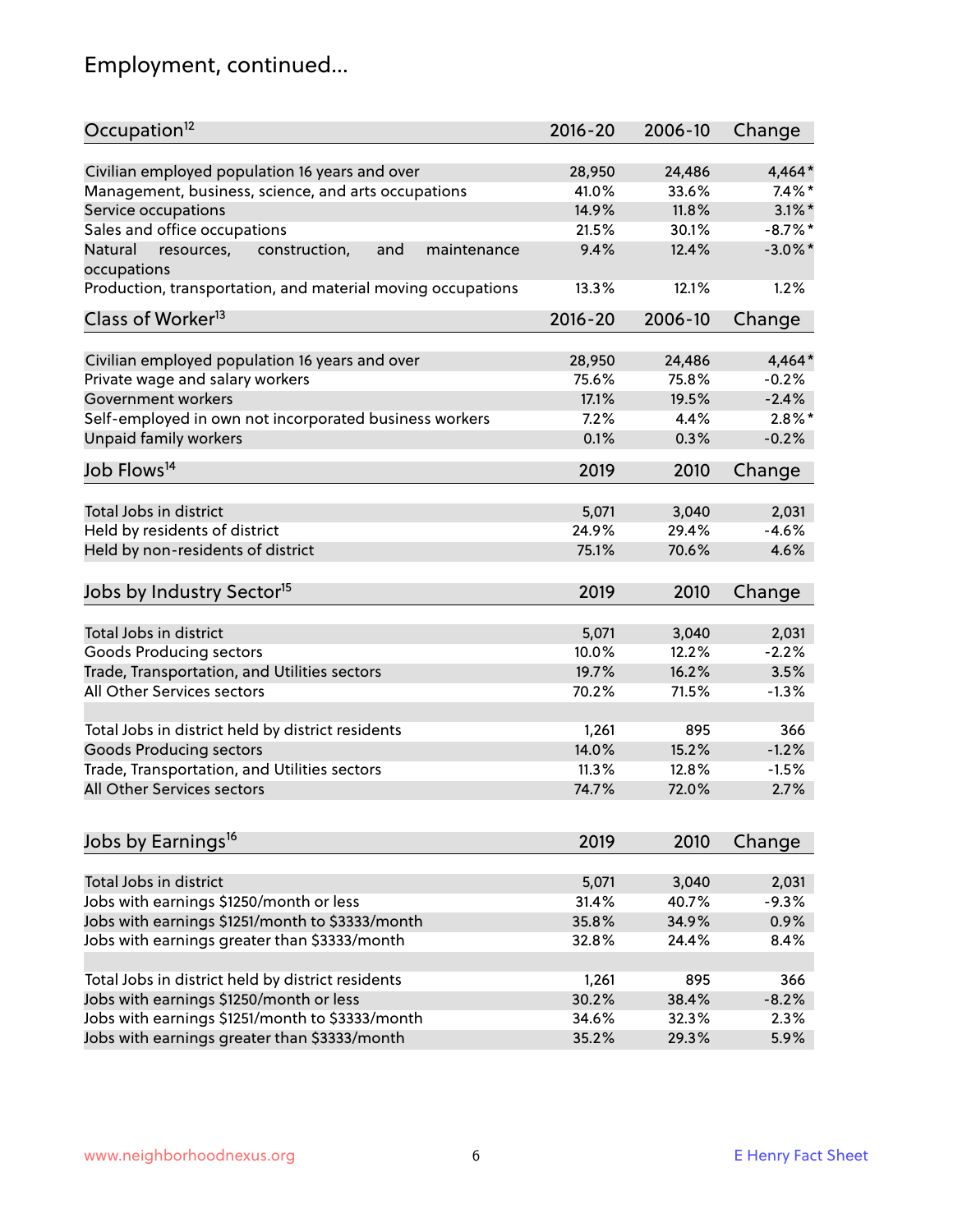# Employment, continued...

| Occupation[12] | 2016-20 | 2006-10 | Change |
|---|---|---|---|
| Civilian employed population 16 years and over | 28,950 | 24,486 | 4,464* |
| Management, business, science, and arts occupations | 41.0% | 33.6% | 7.4%* |
| Service occupations | 14.9% | 11.8% | 3.1%* |
| Sales and office occupations | 21.5% | 30.1% | -8.7%* |
| Natural resources, construction, and maintenance occupations | 9.4% | 12.4% | -3.0%* |
| Production, transportation, and material moving occupations | 13.3% | 12.1% | 1.2% |

| Class of Worker[13] | 2016-20 | 2006-10 | Change |
|---|---|---|---|
| Civilian employed population 16 years and over | 28,950 | 24,486 | 4,464* |
| Private wage and salary workers | 75.6% | 75.8% | -0.2% |
| Government workers | 17.1% | 19.5% | -2.4% |
| Self-employed in own not incorporated business workers | 7.2% | 4.4% | 2.8%* |
| Unpaid family workers | 0.1% | 0.3% | -0.2% |

| Job Flows[14] | 2019 | 2010 | Change |
|---|---|---|---|
| Total Jobs in district | 5,071 | 3,040 | 2,031 |
| Held by residents of district | 24.9% | 29.4% | -4.6% |
| Held by non-residents of district | 75.1% | 70.6% | 4.6% |

| Jobs by Industry Sector[15] | 2019 | 2010 | Change |
|---|---|---|---|
| Total Jobs in district | 5,071 | 3,040 | 2,031 |
| Goods Producing sectors | 10.0% | 12.2% | -2.2% |
| Trade, Transportation, and Utilities sectors | 19.7% | 16.2% | 3.5% |
| All Other Services sectors | 70.2% | 71.5% | -1.3% |
| | | | |
| Total Jobs in district held by district residents | 1,261 | 895 | 366 |
| Goods Producing sectors | 14.0% | 15.2% | -1.2% |
| Trade, Transportation, and Utilities sectors | 11.3% | 12.8% | -1.5% |
| All Other Services sectors | 74.7% | 72.0% | 2.7% |

| Jobs by Earnings[16] | 2019 | 2010 | Change |
|---|---|---|---|
| Total Jobs in district | 5,071 | 3,040 | 2,031 |
| Jobs with earnings $1250/month or less | 31.4% | 40.7% | -9.3% |
| Jobs with earnings $1251/month to $3333/month | 35.8% | 34.9% | 0.9% |
| Jobs with earnings greater than $3333/month | 32.8% | 24.4% | 8.4% |
| | | | |
| Total Jobs in district held by district residents | 1,261 | 895 | 366 |
| Jobs with earnings $1250/month or less | 30.2% | 38.4% | -8.2% |
| Jobs with earnings $1251/month to $3333/month | 34.6% | 32.3% | 2.3% |
| Jobs with earnings greater than $3333/month | 35.2% | 29.3% | 5.9% |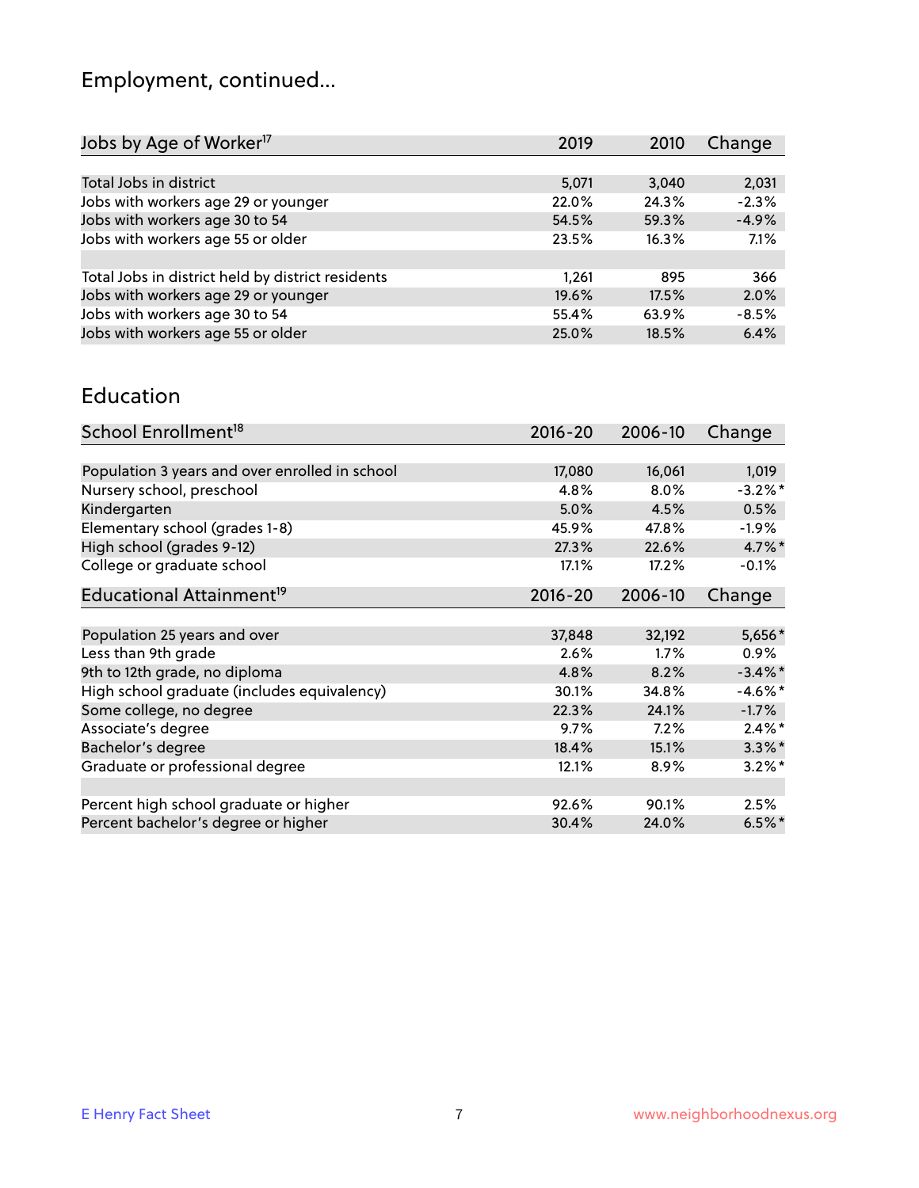# Employment, continued...

| Jobs by Age of Worker[17] | 2019 | 2010 | Change |
|---|---|---|---|
| Total Jobs in district | 5,071 | 3,040 | 2,031 |
| Jobs with workers age 29 or younger | 22.0% | 24.3% | -2.3% |
| Jobs with workers age 30 to 54 | 54.5% | 59.3% | -4.9% |
| Jobs with workers age 55 or older | 23.5% | 16.3% | 7.1% |
| | | | |
| Total Jobs in district held by district residents | 1,261 | 895 | 366 |
| Jobs with workers age 29 or younger | 19.6% | 17.5% | 2.0% |
| Jobs with workers age 30 to 54 | 55.4% | 63.9% | -8.5% |
| Jobs with workers age 55 or older | 25.0% | 18.5% | 6.4% |

## Education

| School Enrollment[18] | 2016-20 | 2006-10 | Change |
|---|---|---|---|
| Population 3 years and over enrolled in school | 17,080 | 16,061 | 1,019 |
| Nursery school, preschool | 4.8% | 8.0% | -3.2%* |
| Kindergarten | 5.0% | 4.5% | 0.5% |
| Elementary school (grades 1-8) | 45.9% | 47.8% | -1.9% |
| High school (grades 9-12) | 27.3% | 22.6% | 4.7%* |
| College or graduate school | 17.1% | 17.2% | -0.1% |

| Educational Attainment[19] | 2016-20 | 2006-10 | Change |
|---|---|---|---|
| Population 25 years and over | 37,848 | 32,192 | 5,656* |
| Less than 9th grade | 2.6% | 1.7% | 0.9% |
| 9th to 12th grade, no diploma | 4.8% | 8.2% | -3.4%* |
| High school graduate (includes equivalency) | 30.1% | 34.8% | -4.6%* |
| Some college, no degree | 22.3% | 24.1% | -1.7% |
| Associate's degree | 9.7% | 7.2% | 2.4%* |
| Bachelor's degree | 18.4% | 15.1% | 3.3%* |
| Graduate or professional degree | 12.1% | 8.9% | 3.2%* |
| | | | |
| Percent high school graduate or higher | 92.6% | 90.1% | 2.5% |
| Percent bachelor's degree or higher | 30.4% | 24.0% | 6.5%* |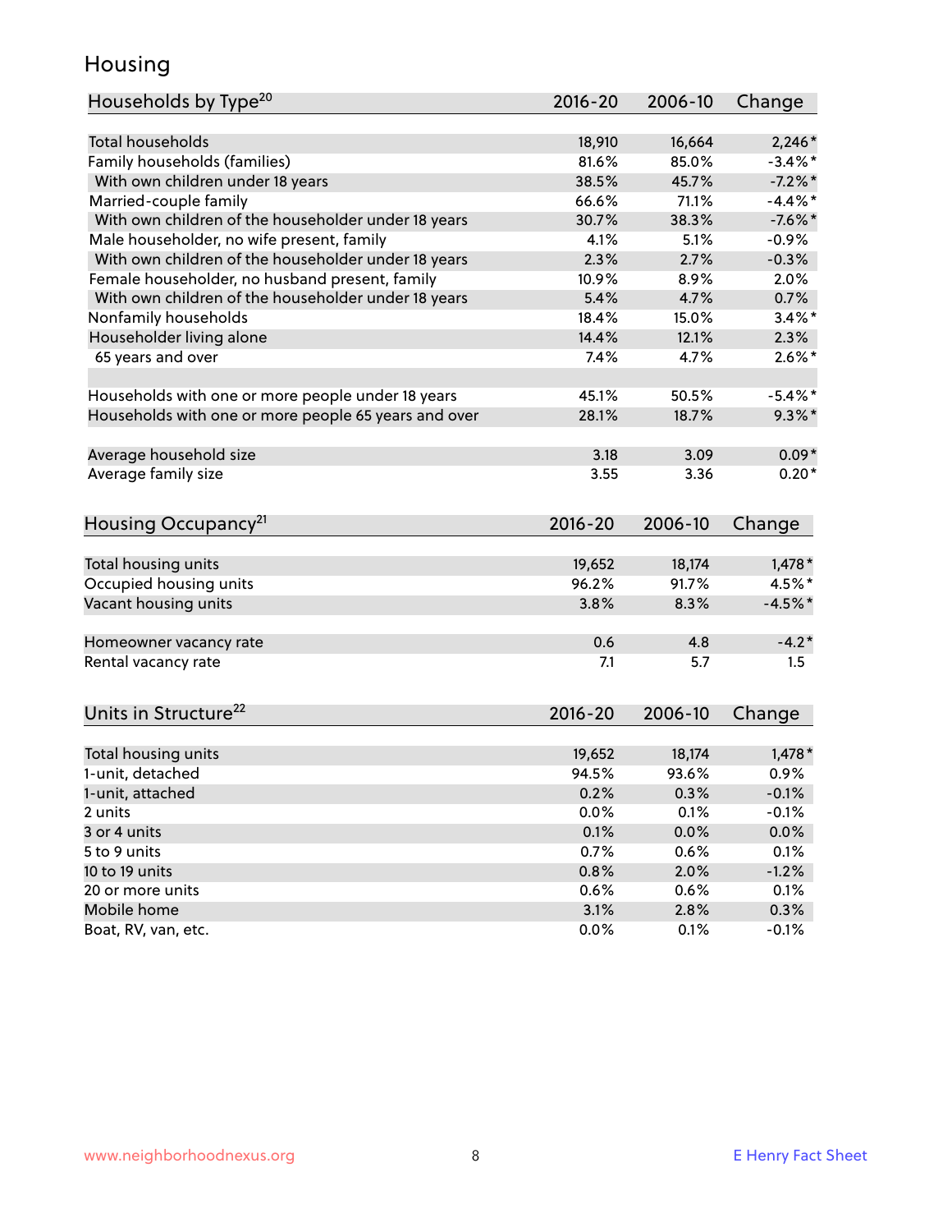# Housing

| Households by Type[20] | 2016-20 | 2006-10 | Change |
|---|---|---|---|
| Total households | 18,910 | 16,664 | 2,246* |
| Family households (families) | 81.6% | 85.0% | -3.4%* |
| With own children under 18 years | 38.5% | 45.7% | -7.2%* |
| Married-couple family | 66.6% | 71.1% | -4.4%* |
| With own children of the householder under 18 years | 30.7% | 38.3% | -7.6%* |
| Male householder, no wife present, family | 4.1% | 5.1% | -0.9% |
| With own children of the householder under 18 years | 2.3% | 2.7% | -0.3% |
| Female householder, no husband present, family | 10.9% | 8.9% | 2.0% |
| With own children of the householder under 18 years | 5.4% | 4.7% | 0.7% |
| Nonfamily households | 18.4% | 15.0% | 3.4%* |
| Householder living alone | 14.4% | 12.1% | 2.3% |
| 65 years and over | 7.4% | 4.7% | 2.6%* |
| | | | |
| Households with one or more people under 18 years | 45.1% | 50.5% | -5.4%* |
| Households with one or more people 65 years and over | 28.1% | 18.7% | 9.3%* |
| | | | |
| Average household size | 3.18 | 3.09 | 0.09* |
| Average family size | 3.55 | 3.36 | 0.20* |

| Housing Occupancy[21] | 2016-20 | 2006-10 | Change |
|---|---|---|---|
| Total housing units | 19,652 | 18,174 | 1,478* |
| Occupied housing units | 96.2% | 91.7% | 4.5%* |
| Vacant housing units | 3.8% | 8.3% | -4.5%* |
| | | | |
| Homeowner vacancy rate | 0.6 | 4.8 | -4.2* |
| Rental vacancy rate | 7.1 | 5.7 | 1.5 |

| Units in Structure[22] | 2016-20 | 2006-10 | Change |
|---|---|---|---|
| Total housing units | 19,652 | 18,174 | 1,478* |
| 1-unit, detached | 94.5% | 93.6% | 0.9% |
| 1-unit, attached | 0.2% | 0.3% | -0.1% |
| 2 units | 0.0% | 0.1% | -0.1% |
| 3 or 4 units | 0.1% | 0.0% | 0.0% |
| 5 to 9 units | 0.7% | 0.6% | 0.1% |
| 10 to 19 units | 0.8% | 2.0% | -1.2% |
| 20 or more units | 0.6% | 0.6% | 0.1% |
| Mobile home | 3.1% | 2.8% | 0.3% |
| Boat, RV, van, etc. | 0.0% | 0.1% | -0.1% |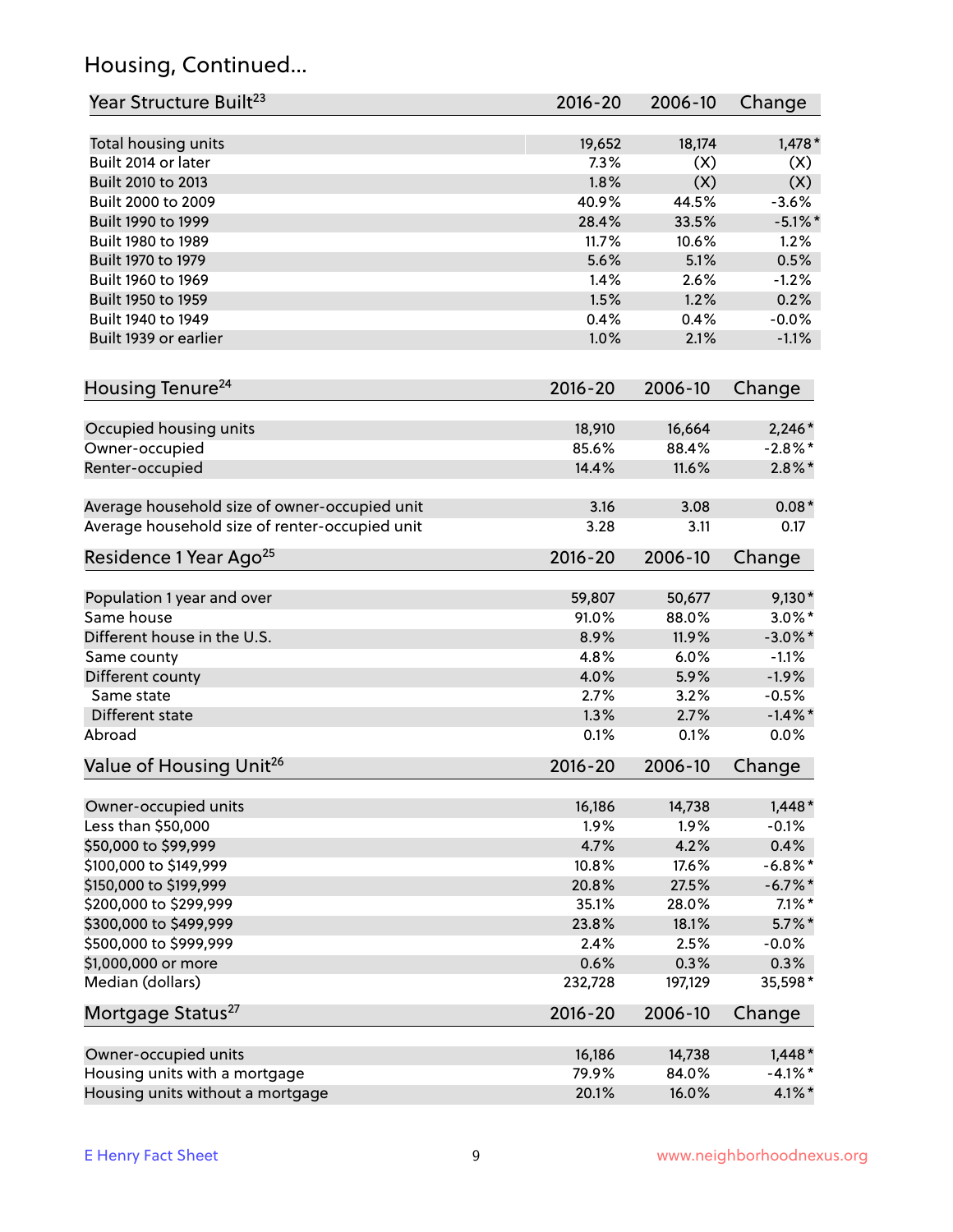## Housing, Continued...

| Year Structure Built[23] | 2016-20 | 2006-10 | Change |
|---|---|---|---|
| Total housing units | 19,652 | 18,174 | 1,478* |
| Built 2014 or later | 7.3% | (X) | (X) |
| Built 2010 to 2013 | 1.8% | (X) | (X) |
| Built 2000 to 2009 | 40.9% | 44.5% | -3.6% |
| Built 1990 to 1999 | 28.4% | 33.5% | -5.1%* |
| Built 1980 to 1989 | 11.7% | 10.6% | 1.2% |
| Built 1970 to 1979 | 5.6% | 5.1% | 0.5% |
| Built 1960 to 1969 | 1.4% | 2.6% | -1.2% |
| Built 1950 to 1959 | 1.5% | 1.2% | 0.2% |
| Built 1940 to 1949 | 0.4% | 0.4% | -0.0% |
| Built 1939 or earlier | 1.0% | 2.1% | -1.1% |

| Housing Tenure[24] | 2016-20 | 2006-10 | Change |
|---|---|---|---|
| Occupied housing units | 18,910 | 16,664 | 2,246* |
| Owner-occupied | 85.6% | 88.4% | -2.8%* |
| Renter-occupied | 14.4% | 11.6% | 2.8%* |
| Average household size of owner-occupied unit | 3.16 | 3.08 | 0.08* |
| Average household size of renter-occupied unit | 3.28 | 3.11 | 0.17 |

| Residence 1 Year Ago[25] | 2016-20 | 2006-10 | Change |
|---|---|---|---|
| Population 1 year and over | 59,807 | 50,677 | 9,130* |
| Same house | 91.0% | 88.0% | 3.0%* |
| Different house in the U.S. | 8.9% | 11.9% | -3.0%* |
| Same county | 4.8% | 6.0% | -1.1% |
| Different county | 4.0% | 5.9% | -1.9% |
| Same state | 2.7% | 3.2% | -0.5% |
| Different state | 1.3% | 2.7% | -1.4%* |
| Abroad | 0.1% | 0.1% | 0.0% |

| Value of Housing Unit[26] | 2016-20 | 2006-10 | Change |
|---|---|---|---|
| Owner-occupied units | 16,186 | 14,738 | 1,448* |
| Less than $50,000 | 1.9% | 1.9% | -0.1% |
| $50,000 to $99,999 | 4.7% | 4.2% | 0.4% |
| $100,000 to $149,999 | 10.8% | 17.6% | -6.8%* |
| $150,000 to $199,999 | 20.8% | 27.5% | -6.7%* |
| $200,000 to $299,999 | 35.1% | 28.0% | 7.1%* |
| $300,000 to $499,999 | 23.8% | 18.1% | 5.7%* |
| $500,000 to $999,999 | 2.4% | 2.5% | -0.0% |
| $1,000,000 or more | 0.6% | 0.3% | 0.3% |
| Median (dollars) | 232,728 | 197,129 | 35,598* |

| Mortgage Status[27] | 2016-20 | 2006-10 | Change |
|---|---|---|---|
| Owner-occupied units | 16,186 | 14,738 | 1,448* |
| Housing units with a mortgage | 79.9% | 84.0% | -4.1%* |
| Housing units without a mortgage | 20.1% | 16.0% | 4.1%* |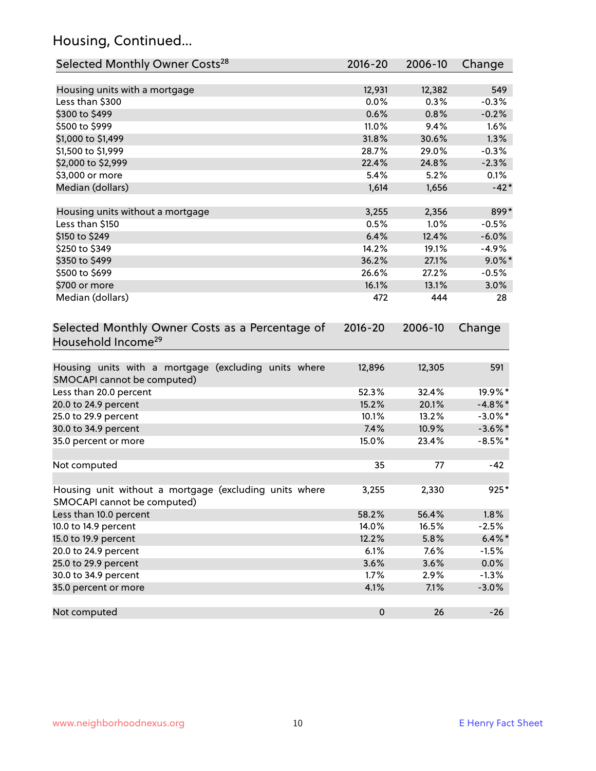## Housing, Continued...

| Selected Monthly Owner Costs[28] | 2016-20 | 2006-10 | Change |
|---|---|---|---|
| Housing units with a mortgage | 12,931 | 12,382 | 549 |
| Less than $300 | 0.0% | 0.3% | -0.3% |
| $300 to $499 | 0.6% | 0.8% | -0.2% |
| $500 to $999 | 11.0% | 9.4% | 1.6% |
| $1,000 to $1,499 | 31.8% | 30.6% | 1.3% |
| $1,500 to $1,999 | 28.7% | 29.0% | -0.3% |
| $2,000 to $2,999 | 22.4% | 24.8% | -2.3% |
| $3,000 or more | 5.4% | 5.2% | 0.1% |
| Median (dollars) | 1,614 | 1,656 | -42* |
| | | | |
| Housing units without a mortgage | 3,255 | 2,356 | 899* |
| Less than $150 | 0.5% | 1.0% | -0.5% |
| $150 to $249 | 6.4% | 12.4% | -6.0% |
| $250 to $349 | 14.2% | 19.1% | -4.9% |
| $350 to $499 | 36.2% | 27.1% | 9.0%* |
| $500 to $699 | 26.6% | 27.2% | -0.5% |
| $700 or more | 16.1% | 13.1% | 3.0% |
| Median (dollars) | 472 | 444 | 28 |

| Selected Monthly Owner Costs as a Percentage of Household Income[29] | 2016-20 | 2006-10 | Change |
|---|---|---|---|
| Housing units with a mortgage (excluding units where SMOCAPI cannot be computed) | 12,896 | 12,305 | 591 |
| Less than 20.0 percent | 52.3% | 32.4% | 19.9%* |
| 20.0 to 24.9 percent | 15.2% | 20.1% | -4.8%* |
| 25.0 to 29.9 percent | 10.1% | 13.2% | -3.0%* |
| 30.0 to 34.9 percent | 7.4% | 10.9% | -3.6%* |
| 35.0 percent or more | 15.0% | 23.4% | -8.5%* |
| | | | |
| Not computed | 35 | 77 | -42 |
| | | | |
| Housing unit without a mortgage (excluding units where SMOCAPI cannot be computed) | 3,255 | 2,330 | 925* |
| Less than 10.0 percent | 58.2% | 56.4% | 1.8% |
| 10.0 to 14.9 percent | 14.0% | 16.5% | -2.5% |
| 15.0 to 19.9 percent | 12.2% | 5.8% | 6.4%* |
| 20.0 to 24.9 percent | 6.1% | 7.6% | -1.5% |
| 25.0 to 29.9 percent | 3.6% | 3.6% | 0.0% |
| 30.0 to 34.9 percent | 1.7% | 2.9% | -1.3% |
| 35.0 percent or more | 4.1% | 7.1% | -3.0% |
| | | | |
| Not computed | 0 | 26 | -26 |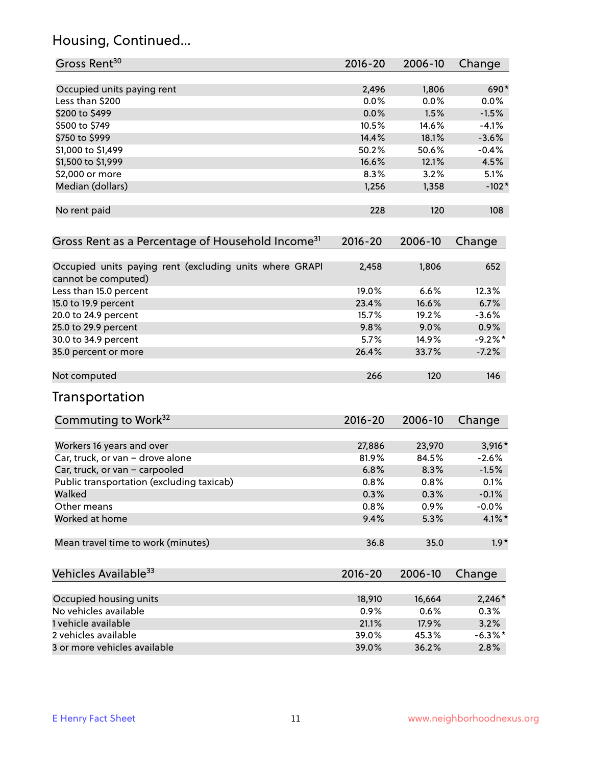## Housing, Continued...

| Gross Rent[30] | 2016-20 | 2006-10 | Change |
|---|---|---|---|
| Occupied units paying rent | 2,496 | 1,806 | 690* |
| Less than $200 | 0.0% | 0.0% | 0.0% |
| $200 to $499 | 0.0% | 1.5% | -1.5% |
| $500 to $749 | 10.5% | 14.6% | -4.1% |
| $750 to $999 | 14.4% | 18.1% | -3.6% |
| $1,000 to $1,499 | 50.2% | 50.6% | -0.4% |
| $1,500 to $1,999 | 16.6% | 12.1% | 4.5% |
| $2,000 or more | 8.3% | 3.2% | 5.1% |
| Median (dollars) | 1,256 | 1,358 | -102* |
| No rent paid | 228 | 120 | 108 |

| Gross Rent as a Percentage of Household Income[31] | 2016-20 | 2006-10 | Change |
|---|---|---|---|
| Occupied units paying rent (excluding units where GRAPI cannot be computed) | 2,458 | 1,806 | 652 |
| Less than 15.0 percent | 19.0% | 6.6% | 12.3% |
| 15.0 to 19.9 percent | 23.4% | 16.6% | 6.7% |
| 20.0 to 24.9 percent | 15.7% | 19.2% | -3.6% |
| 25.0 to 29.9 percent | 9.8% | 9.0% | 0.9% |
| 30.0 to 34.9 percent | 5.7% | 14.9% | -9.2%* |
| 35.0 percent or more | 26.4% | 33.7% | -7.2% |
| Not computed | 266 | 120 | 146 |

## Transportation

| Commuting to Work[32] | 2016-20 | 2006-10 | Change |
|---|---|---|---|
| Workers 16 years and over | 27,886 | 23,970 | 3,916* |
| Car, truck, or van – drove alone | 81.9% | 84.5% | -2.6% |
| Car, truck, or van – carpooled | 6.8% | 8.3% | -1.5% |
| Public transportation (excluding taxicab) | 0.8% | 0.8% | 0.1% |
| Walked | 0.3% | 0.3% | -0.1% |
| Other means | 0.8% | 0.9% | -0.0% |
| Worked at home | 9.4% | 5.3% | 4.1%* |
| Mean travel time to work (minutes) | 36.8 | 35.0 | 1.9* |

| Vehicles Available[33] | 2016-20 | 2006-10 | Change |
|---|---|---|---|
| Occupied housing units | 18,910 | 16,664 | 2,246* |
| No vehicles available | 0.9% | 0.6% | 0.3% |
| 1 vehicle available | 21.1% | 17.9% | 3.2% |
| 2 vehicles available | 39.0% | 45.3% | -6.3%* |
| 3 or more vehicles available | 39.0% | 36.2% | 2.8% |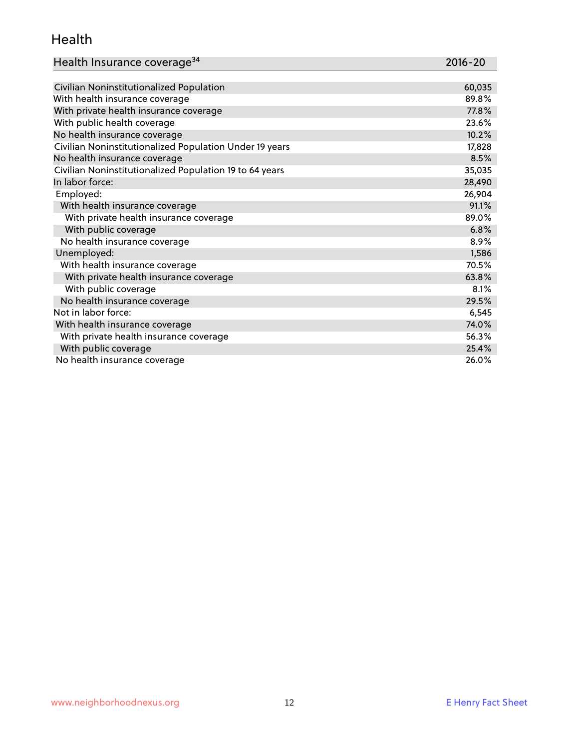# Health

| Health Insurance coverage[34] | 2016-20 |
|---|---|
| Civilian Noninstitutionalized Population | 60,035 |
| With health insurance coverage | 89.8% |
| With private health insurance coverage | 77.8% |
| With public health coverage | 23.6% |
| No health insurance coverage | 10.2% |
| Civilian Noninstitutionalized Population Under 19 years | 17,828 |
| No health insurance coverage | 8.5% |
| Civilian Noninstitutionalized Population 19 to 64 years | 35,035 |
| In labor force: | 28,490 |
| Employed: | 26,904 |
| With health insurance coverage | 91.1% |
| With private health insurance coverage | 89.0% |
| With public coverage | 6.8% |
| No health insurance coverage | 8.9% |
| Unemployed: | 1,586 |
| With health insurance coverage | 70.5% |
| With private health insurance coverage | 63.8% |
| With public coverage | 8.1% |
| No health insurance coverage | 29.5% |
| Not in labor force: | 6,545 |
| With health insurance coverage | 74.0% |
| With private health insurance coverage | 56.3% |
| With public coverage | 25.4% |
| No health insurance coverage | 26.0% |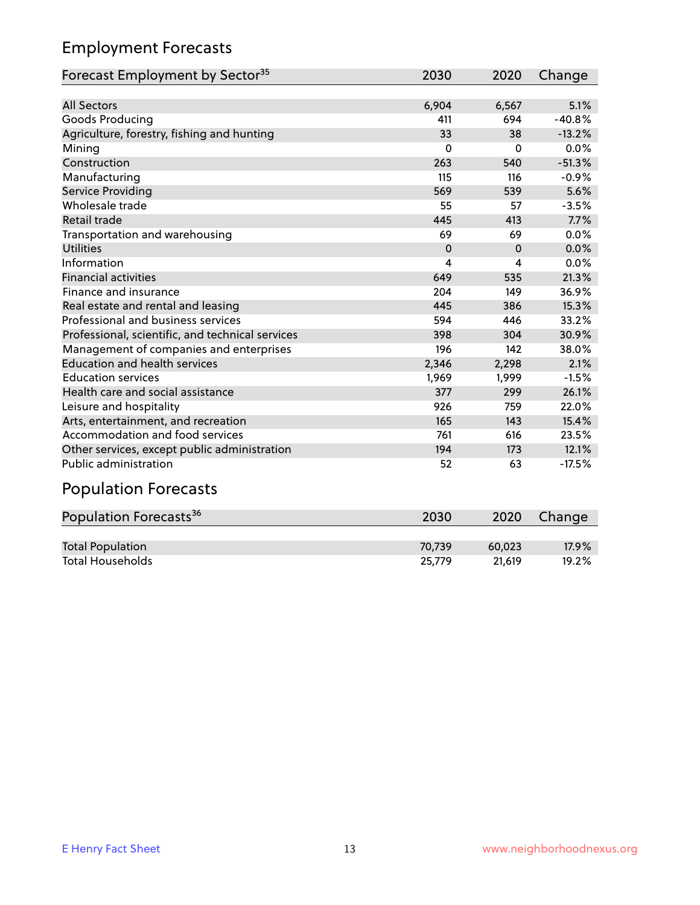## Employment Forecasts

| Forecast Employment by Sector[35] | 2030 | 2020 | Change |
|---|---|---|---|
| All Sectors | 6,904 | 6,567 | 5.1% |
| Goods Producing | 411 | 694 | -40.8% |
| Agriculture, forestry, fishing and hunting | 33 | 38 | -13.2% |
| Mining | 0 | 0 | 0.0% |
| Construction | 263 | 540 | -51.3% |
| Manufacturing | 115 | 116 | -0.9% |
| Service Providing | 569 | 539 | 5.6% |
| Wholesale trade | 55 | 57 | -3.5% |
| Retail trade | 445 | 413 | 7.7% |
| Transportation and warehousing | 69 | 69 | 0.0% |
| Utilities | 0 | 0 | 0.0% |
| Information | 4 | 4 | 0.0% |
| Financial activities | 649 | 535 | 21.3% |
| Finance and insurance | 204 | 149 | 36.9% |
| Real estate and rental and leasing | 445 | 386 | 15.3% |
| Professional and business services | 594 | 446 | 33.2% |
| Professional, scientific, and technical services | 398 | 304 | 30.9% |
| Management of companies and enterprises | 196 | 142 | 38.0% |
| Education and health services | 2,346 | 2,298 | 2.1% |
| Education services | 1,969 | 1,999 | -1.5% |
| Health care and social assistance | 377 | 299 | 26.1% |
| Leisure and hospitality | 926 | 759 | 22.0% |
| Arts, entertainment, and recreation | 165 | 143 | 15.4% |
| Accommodation and food services | 761 | 616 | 23.5% |
| Other services, except public administration | 194 | 173 | 12.1% |
| Public administration | 52 | 63 | -17.5% |

## Population Forecasts

| Population Forecasts[36] | 2030 | 2020 | Change |
|---|---|---|---|
| Total Population | 70,739 | 60,023 | 17.9% |
| Total Households | 25,779 | 21,619 | 19.2% |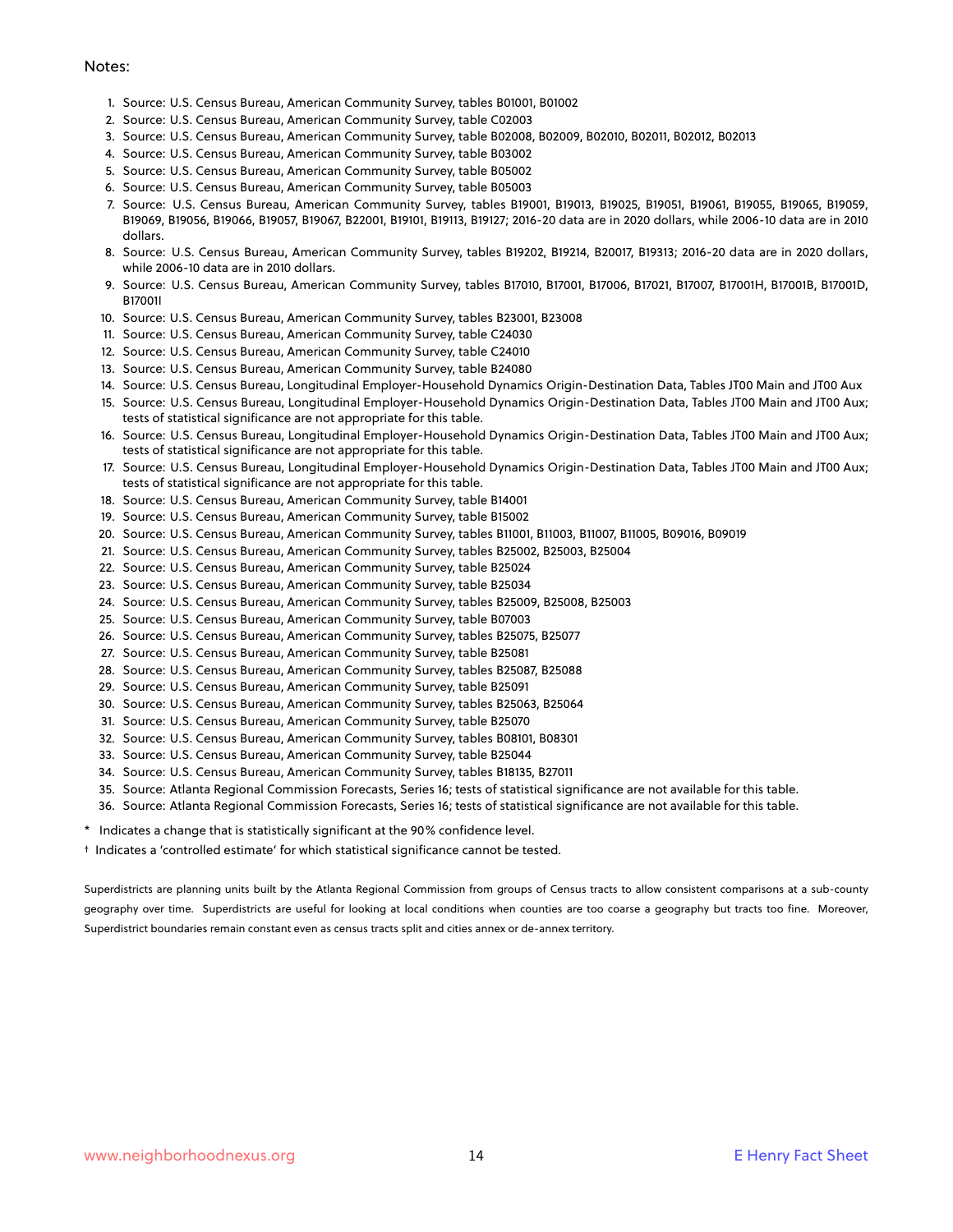Notes:

1. Source: U.S. Census Bureau, American Community Survey, tables B01001, B01002
2. Source: U.S. Census Bureau, American Community Survey, table C02003
3. Source: U.S. Census Bureau, American Community Survey, table B02008, B02009, B02010, B02011, B02012, B02013
4. Source: U.S. Census Bureau, American Community Survey, table B03002
5. Source: U.S. Census Bureau, American Community Survey, table B05002
6. Source: U.S. Census Bureau, American Community Survey, table B05003
7. Source: U.S. Census Bureau, American Community Survey, tables B19001, B19013, B19025, B19051, B19061, B19055, B19065, B19059, B19069, B19056, B19066, B19057, B19067, B22001, B19101, B19113, B19127; 2016-20 data are in 2020 dollars, while 2006-10 data are in 2010 dollars.
8. Source: U.S. Census Bureau, American Community Survey, tables B19202, B19214, B20017, B19313; 2016-20 data are in 2020 dollars, while 2006-10 data are in 2010 dollars.
9. Source: U.S. Census Bureau, American Community Survey, tables B17010, B17001, B17006, B17021, B17007, B17001H, B17001B, B17001D, B17001I
10. Source: U.S. Census Bureau, American Community Survey, tables B23001, B23008
11. Source: U.S. Census Bureau, American Community Survey, table C24030
12. Source: U.S. Census Bureau, American Community Survey, table C24010
13. Source: U.S. Census Bureau, American Community Survey, table B24080
14. Source: U.S. Census Bureau, Longitudinal Employer-Household Dynamics Origin-Destination Data, Tables JT00 Main and JT00 Aux
15. Source: U.S. Census Bureau, Longitudinal Employer-Household Dynamics Origin-Destination Data, Tables JT00 Main and JT00 Aux; tests of statistical significance are not appropriate for this table.
16. Source: U.S. Census Bureau, Longitudinal Employer-Household Dynamics Origin-Destination Data, Tables JT00 Main and JT00 Aux; tests of statistical significance are not appropriate for this table.
17. Source: U.S. Census Bureau, Longitudinal Employer-Household Dynamics Origin-Destination Data, Tables JT00 Main and JT00 Aux; tests of statistical significance are not appropriate for this table.
18. Source: U.S. Census Bureau, American Community Survey, table B14001
19. Source: U.S. Census Bureau, American Community Survey, table B15002
20. Source: U.S. Census Bureau, American Community Survey, tables B11001, B11003, B11007, B11005, B09016, B09019
21. Source: U.S. Census Bureau, American Community Survey, tables B25002, B25003, B25004
22. Source: U.S. Census Bureau, American Community Survey, table B25024
23. Source: U.S. Census Bureau, American Community Survey, table B25034
24. Source: U.S. Census Bureau, American Community Survey, tables B25009, B25008, B25003
25. Source: U.S. Census Bureau, American Community Survey, table B07003
26. Source: U.S. Census Bureau, American Community Survey, tables B25075, B25077
27. Source: U.S. Census Bureau, American Community Survey, table B25081
28. Source: U.S. Census Bureau, American Community Survey, tables B25087, B25088
29. Source: U.S. Census Bureau, American Community Survey, table B25091
30. Source: U.S. Census Bureau, American Community Survey, tables B25063, B25064
31. Source: U.S. Census Bureau, American Community Survey, table B25070
32. Source: U.S. Census Bureau, American Community Survey, tables B08101, B08301
33. Source: U.S. Census Bureau, American Community Survey, table B25044
34. Source: U.S. Census Bureau, American Community Survey, tables B18135, B27011
35. Source: Atlanta Regional Commission Forecasts, Series 16; tests of statistical significance are not available for this table.
36. Source: Atlanta Regional Commission Forecasts, Series 16; tests of statistical significance are not available for this table.

\* Indicates a change that is statistically significant at the 90% confidence level.

† Indicates a 'controlled estimate' for which statistical significance cannot be tested.

Superdistricts are planning units built by the Atlanta Regional Commission from groups of Census tracts to allow consistent comparisons at a sub-county geography over time. Superdistricts are useful for looking at local conditions when counties are too coarse a geography but tracts too fine. Moreover, Superdistrict boundaries remain constant even as census tracts split and cities annex or de-annex territory.